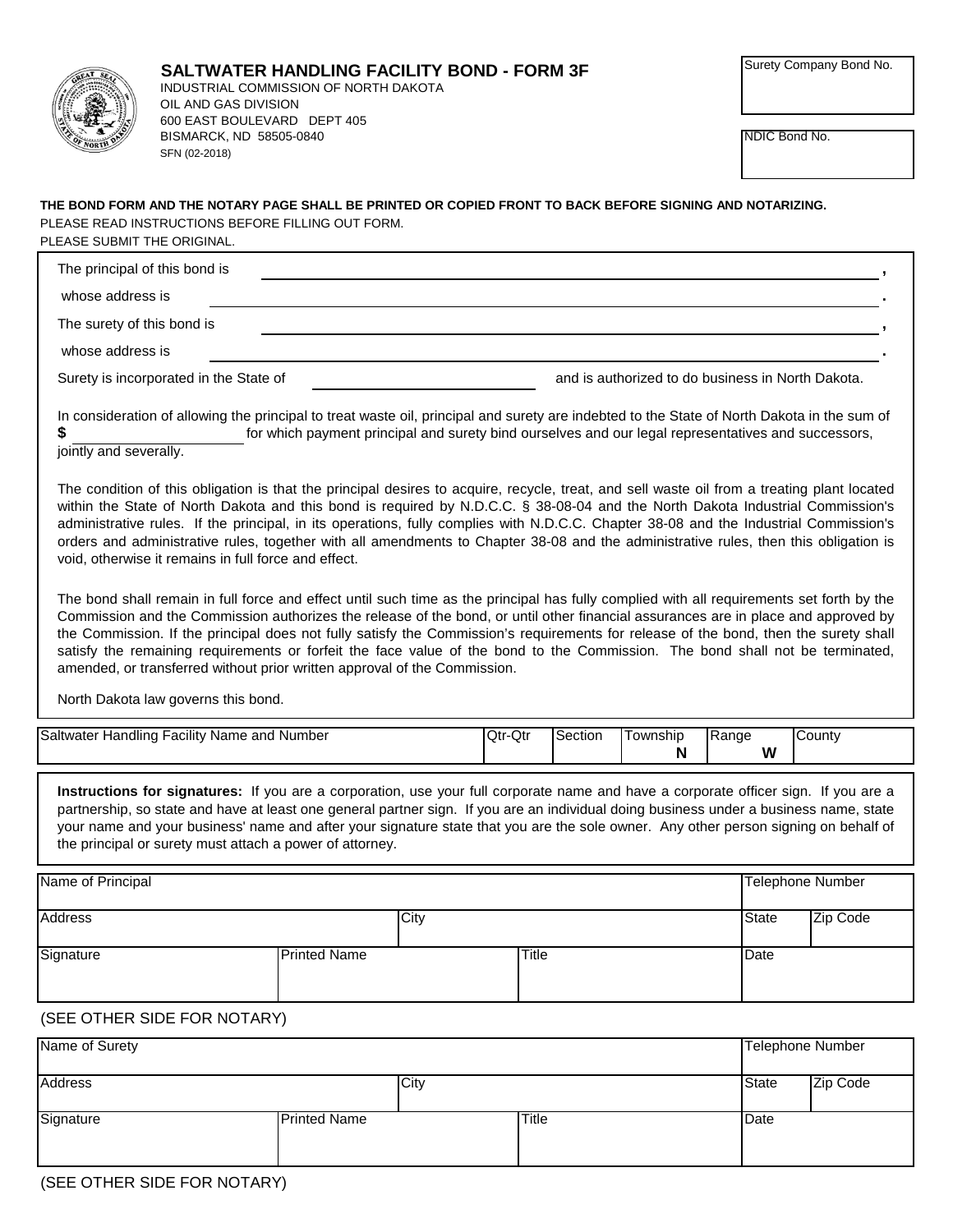# SALTWATER HANDLING FACILITY BOND - FORM 3F

INDUSTRIAL COMMISSION OF NORTH DAKOTA
OIL AND GAS DIVISION
600 EAST BOULEVARD DEPT 405
BISMARCK, ND 58505-0840
SFN (02-2018)

| Surety Company Bond No. |
| --- |
| |

| NDIC Bond No. |
| --- |
| |

**THE BOND FORM AND THE NOTARY PAGE SHALL BE PRINTED OR COPIED FRONT TO BACK BEFORE SIGNING AND NOTARIZING.**

PLEASE READ INSTRUCTIONS BEFORE FILLING OUT FORM.

PLEASE SUBMIT THE ORIGINAL.

The principal of this bond is ______________________________,

whose address is ______________________________.

The surety of this bond is ______________________________,

whose address is ______________________________.

Surety is incorporated in the State of ____________________ and is authorized to do business in North Dakota.

In consideration of allowing the principal to treat waste oil, principal and surety are indebted to the State of North Dakota in the sum of **$** ____________________ for which payment principal and surety bind ourselves and our legal representatives and successors, jointly and severally.

The condition of this obligation is that the principal desires to acquire, recycle, treat, and sell waste oil from a treating plant located within the State of North Dakota and this bond is required by N.D.C.C. § 38-08-04 and the North Dakota Industrial Commission's administrative rules. If the principal, in its operations, fully complies with N.D.C.C. Chapter 38-08 and the Industrial Commission's orders and administrative rules, together with all amendments to Chapter 38-08 and the administrative rules, then this obligation is void, otherwise it remains in full force and effect.

The bond shall remain in full force and effect until such time as the principal has fully complied with all requirements set forth by the Commission and the Commission authorizes the release of the bond, or until other financial assurances are in place and approved by the Commission. If the principal does not fully satisfy the Commission's requirements for release of the bond, then the surety shall satisfy the remaining requirements or forfeit the face value of the bond to the Commission. The bond shall not be terminated, amended, or transferred without prior written approval of the Commission.

North Dakota law governs this bond.

| Saltwater Handling Facility Name and Number | Qtr-Qtr | Section | Township | Range | County |
| --- | --- | --- | --- | --- | --- |
| | | | N | W | |

**Instructions for signatures:** If you are a corporation, use your full corporate name and have a corporate officer sign. If you are a partnership, so state and have at least one general partner sign. If you are an individual doing business under a business name, state your name and your business' name and after your signature state that you are the sole owner. Any other person signing on behalf of the principal or surety must attach a power of attorney.

| Name of Principal | | | Telephone Number | |
| --- | --- | --- | --- | --- |
| Address | City | | State | Zip Code |
| Signature | Printed Name | Title | Date | |

(SEE OTHER SIDE FOR NOTARY)

| Name of Surety | | | Telephone Number | |
| --- | --- | --- | --- | --- |
| Address | City | | State | Zip Code |
| Signature | Printed Name | Title | Date | |

(SEE OTHER SIDE FOR NOTARY)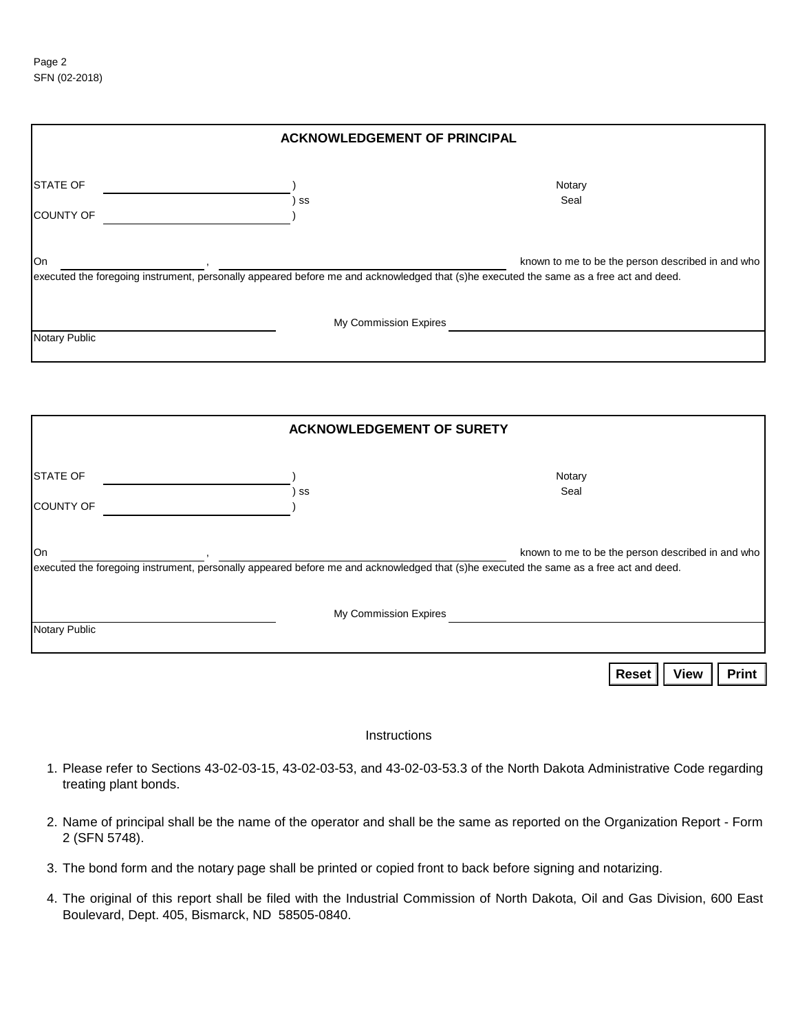## ACKNOWLEDGEMENT OF PRINCIPAL

STATE OF \_\_\_\_\_\_\_\_\_\_\_\_\_\_\_\_\_\_\_\_ )
) ss
COUNTY OF \_\_\_\_\_\_\_\_\_\_\_\_\_\_\_\_\_\_\_\_ )

Notary
Seal

On \_\_\_\_\_\_\_\_\_\_\_\_\_\_\_\_, \_\_\_\_\_\_\_\_\_\_\_\_\_\_\_\_\_\_\_\_\_\_\_\_\_\_\_\_\_\_ known to me to be the person described in and who executed the foregoing instrument, personally appeared before me and acknowledged that (s)he executed the same as a free act and deed.

\_\_\_\_\_\_\_\_\_\_\_\_\_\_\_\_\_\_\_\_\_\_\_\_\_\_\_\_\_\_ My Commission Expires \_\_\_\_\_\_\_\_\_\_\_\_\_\_\_\_\_\_\_\_\_\_\_\_\_\_\_\_\_\_
Notary Public

## ACKNOWLEDGEMENT OF SURETY

STATE OF \_\_\_\_\_\_\_\_\_\_\_\_\_\_\_\_\_\_\_\_ )
) ss
COUNTY OF \_\_\_\_\_\_\_\_\_\_\_\_\_\_\_\_\_\_\_\_ )

Notary
Seal

On \_\_\_\_\_\_\_\_\_\_\_\_\_\_\_\_, \_\_\_\_\_\_\_\_\_\_\_\_\_\_\_\_\_\_\_\_\_\_\_\_\_\_\_\_\_\_ known to me to be the person described in and who executed the foregoing instrument, personally appeared before me and acknowledged that (s)he executed the same as a free act and deed.

\_\_\_\_\_\_\_\_\_\_\_\_\_\_\_\_\_\_\_\_\_\_\_\_\_\_\_\_\_\_ My Commission Expires \_\_\_\_\_\_\_\_\_\_\_\_\_\_\_\_\_\_\_\_\_\_\_\_\_\_\_\_\_\_
Notary Public

Reset | View | Print

### Instructions

1. Please refer to Sections 43-02-03-15, 43-02-03-53, and 43-02-03-53.3 of the North Dakota Administrative Code regarding treating plant bonds.
2. Name of principal shall be the name of the operator and shall be the same as reported on the Organization Report - Form 2 (SFN 5748).
3. The bond form and the notary page shall be printed or copied front to back before signing and notarizing.
4. The original of this report shall be filed with the Industrial Commission of North Dakota, Oil and Gas Division, 600 East Boulevard, Dept. 405, Bismarck, ND 58505-0840.